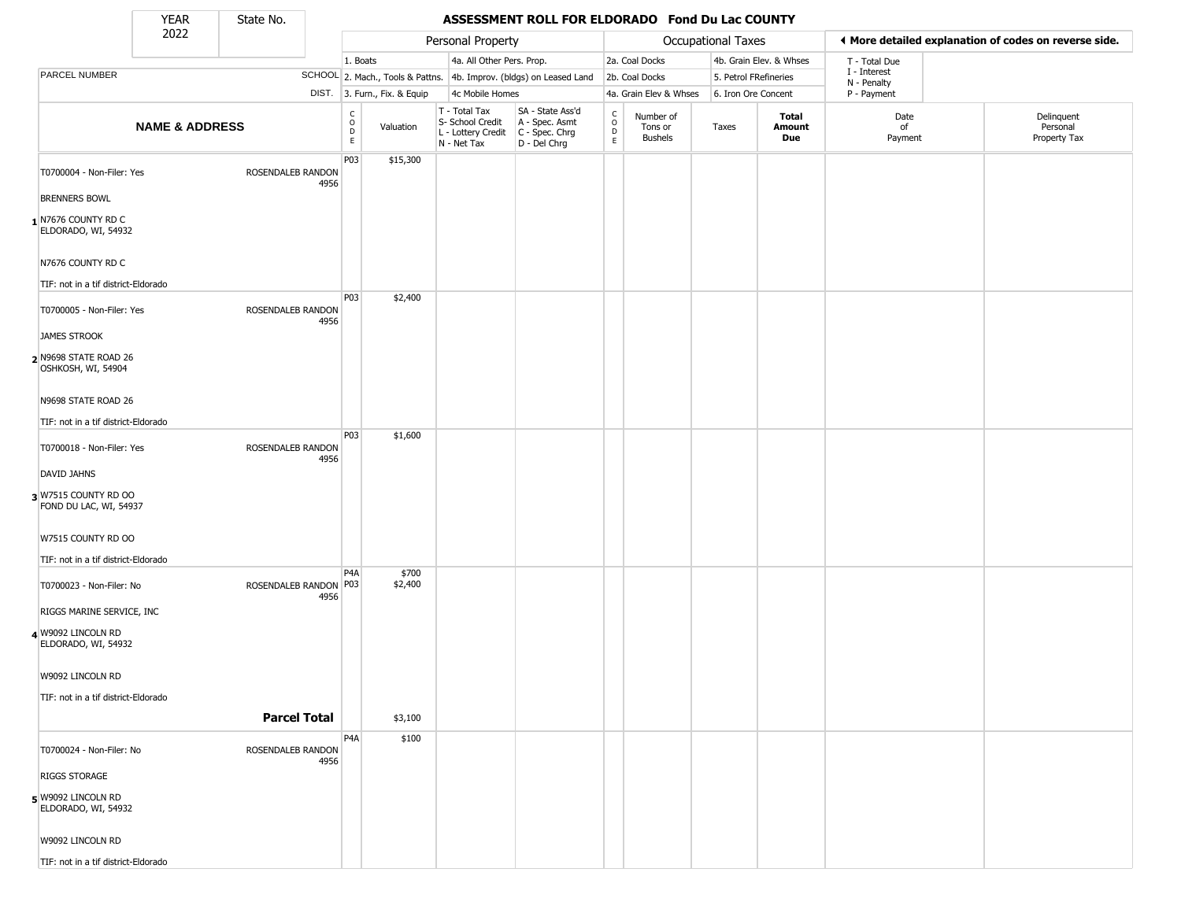| YEAR | State No. |
|---|---|
| 2022 | |

# ASSESSMENT ROLL FOR ELDORADO Fond Du Lac COUNTY

| | | Personal Property | | | | | Occupational Taxes | | | | | ◄ More detailed explanation of codes on reverse side. | |
|---|---|---|---|---|---|---|---|---|---|---|---|---|---|
| PARCEL NUMBER | SCHOOL DIST. | 1. Boats<br>2. Mach., Tools & Pattns.<br>3. Furn., Fix. & Equip | | 4a. All Other Pers. Prop.<br>4b. Improv. (bldgs) on Leased Land<br>4c Mobile Homes | | | 2a. Coal Docks<br>2b. Coal Docks<br>4a. Grain Elev & Whses | | 4b. Grain Elev. & Whses<br>5. Petrol FRefineries<br>6. Iron Ore Concent | | | T - Total Due<br>I - Interest<br>N - Penalty<br>P - Payment | |
| **NAME & ADDRESS** | | CODE | Valuation | T - Total Tax<br>S- School Credit<br>L - Lottery Credit<br>N - Net Tax | SA - State Ass'd<br>A - Spec. Asmt<br>C - Spec. Chrg<br>D - Del Chrg | CODE | Number of Tons or Bushels | Taxes | **Total Amount Due** | | | Date of Payment | Delinquent Personal Property Tax |
| 1 T0700004 - Non-Filer: Yes<br>BRENNERS BOWL<br>N7676 COUNTY RD C<br>ELDORADO, WI, 54932<br>N7676 COUNTY RD C<br>TIF: not in a tif district-Eldorado | ROSENDALEB RANDON 4956 | P03 | $15,300 | | | | | | | | | | |
| 2 T0700005 - Non-Filer: Yes<br>JAMES STROOK<br>N9698 STATE ROAD 26<br>OSHKOSH, WI, 54904<br>N9698 STATE ROAD 26<br>TIF: not in a tif district-Eldorado | ROSENDALEB RANDON 4956 | P03 | $2,400 | | | | | | | | | | |
| 3 T0700018 - Non-Filer: Yes<br>DAVID JAHNS<br>W7515 COUNTY RD OO<br>FOND DU LAC, WI, 54937<br>W7515 COUNTY RD OO<br>TIF: not in a tif district-Eldorado | ROSENDALEB RANDON 4956 | P03 | $1,600 | | | | | | | | | | |
| 4 T0700023 - Non-Filer: No<br>RIGGS MARINE SERVICE, INC<br>W9092 LINCOLN RD<br>ELDORADO, WI, 54932<br>W9092 LINCOLN RD<br>TIF: not in a tif district-Eldorado | ROSENDALEB RANDON 4956 | P4A<br>P03 | $700<br>$2,400 | | | | | | | | | | |
| | **Parcel Total** | | $3,100 | | | | | | | | | | |
| 5 T0700024 - Non-Filer: No<br>RIGGS STORAGE<br>W9092 LINCOLN RD<br>ELDORADO, WI, 54932<br>W9092 LINCOLN RD<br>TIF: not in a tif district-Eldorado | ROSENDALEB RANDON 4956 | P4A | $100 | | | | | | | | | | |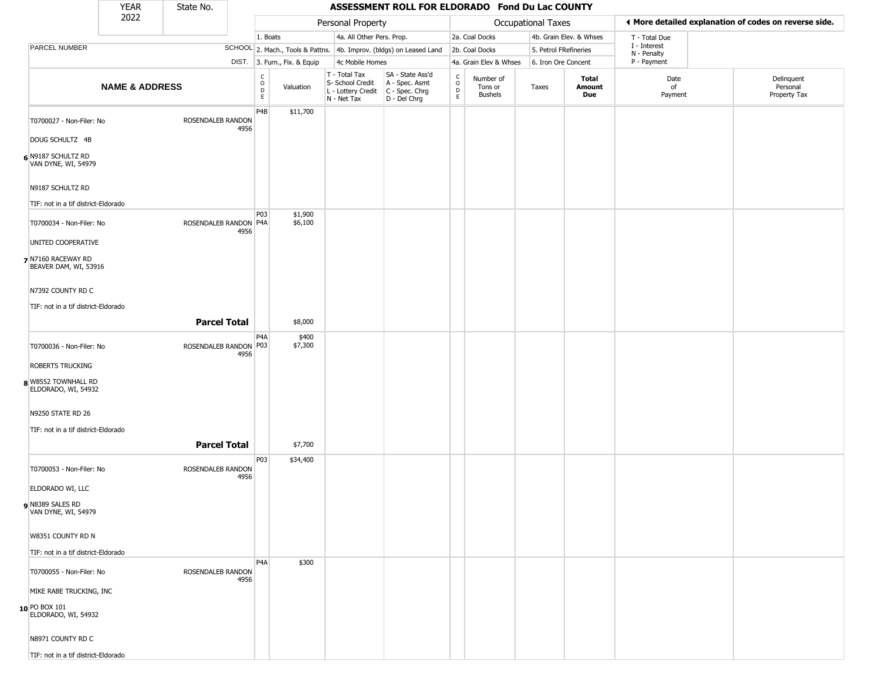# ASSESSMENT ROLL FOR ELDORADO Fond Du Lac COUNTY

YEAR 2022 | State No.

| PARCEL NUMBER / NAME & ADDRESS | SCHOOL DIST. | CODE | Valuation | T - Total Tax / S- School Credit / L - Lottery Credit / N - Net Tax | SA - State Ass'd / A - Spec. Asmt / C - Spec. Chrg / D - Del Chrg | CODE | Number of Tons or Bushels | Taxes | Total Amount Due | Date of Payment | Delinquent Personal Property Tax |
|---|---|---|---|---|---|---|---|---|---|---|---|
| 6 T0700027 - Non-Filer: No<br>DOUG SCHULTZ 4B<br>N9187 SCHULTZ RD<br>VAN DYNE, WI, 54979<br>N9187 SCHULTZ RD<br>TIF: not in a tif district-Eldorado | ROSENDALEB RANDON 4956 | P4B | $11,700 | | | | | | | | |
| 7 T0700034 - Non-Filer: No<br>UNITED COOPERATIVE<br>N7160 RACEWAY RD<br>BEAVER DAM, WI, 53916<br>N7392 COUNTY RD C<br>TIF: not in a tif district-Eldorado | ROSENDALEB RANDON 4956 | P03<br>P4A | $1,900<br>$6,100 | | | | | | | | |
| **Parcel Total** | | | $8,000 | | | | | | | | |
| 8 T0700036 - Non-Filer: No<br>ROBERTS TRUCKING<br>W8552 TOWNHALL RD<br>ELDORADO, WI, 54932<br>N9250 STATE RD 26<br>TIF: not in a tif district-Eldorado | ROSENDALEB RANDON 4956 | P4A<br>P03 | $400<br>$7,300 | | | | | | | | |
| **Parcel Total** | | | $7,700 | | | | | | | | |
| 9 T0700053 - Non-Filer: No<br>ELDORADO WI, LLC<br>N8389 SALES RD<br>VAN DYNE, WI, 54979<br>W8351 COUNTY RD N<br>TIF: not in a tif district-Eldorado | ROSENDALEB RANDON 4956 | P03 | $34,400 | | | | | | | | |
| 10 T0700055 - Non-Filer: No<br>MIKE RABE TRUCKING, INC<br>PO BOX 101<br>ELDORADO, WI, 54932<br>N8971 COUNTY RD C<br>TIF: not in a tif district-Eldorado | ROSENDALEB RANDON 4956 | P4A | $300 | | | | | | | | |

Personal Property codes: 1. Boats; 2. Mach., Tools & Pattns.; 3. Furn., Fix. & Equip; 4a. All Other Pers. Prop.; 4b. Improv. (bldgs) on Leased Land; 4c Mobile Homes

Occupational Taxes codes: 2a. Coal Docks; 2b. Coal Docks; 4a. Grain Elev & Whses; 4b. Grain Elev. & Whses; 5. Petrol FRefineries; 6. Iron Ore Concent

◄ More detailed explanation of codes on reverse side.

T - Total Due; I - Interest; N - Penalty; P - Payment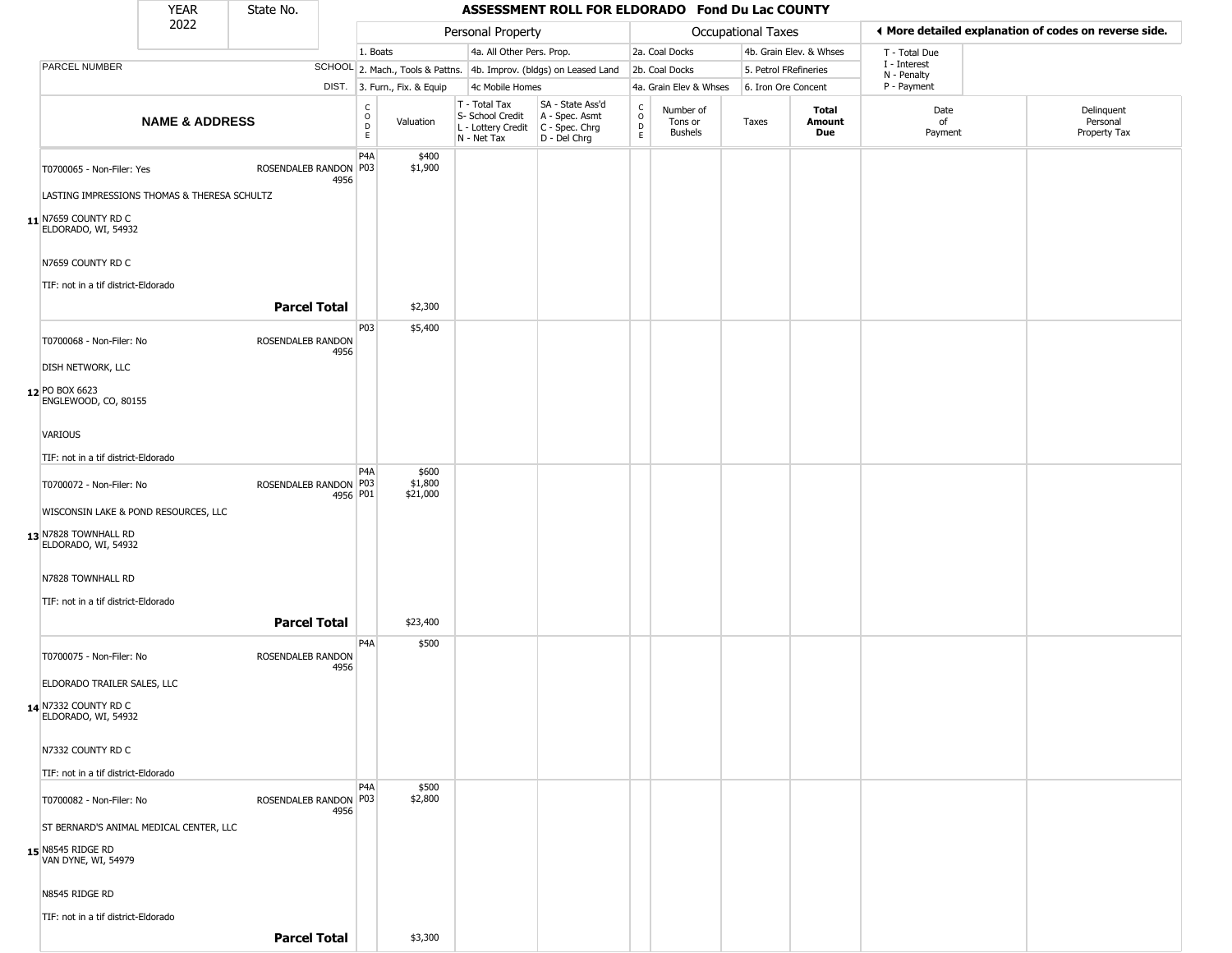| YEAR 2022 | State No. | ASSESSMENT ROLL FOR ELDORADO Fond Du Lac COUNTY | | | | | | | | | |
|---|---|---|---|---|---|---|---|---|---|---|---|

| | | Personal Property | | | | Occupational Taxes | | | | ◄ More detailed explanation of codes on reverse side. | |
|---|---|---|---|---|---|---|---|---|---|---|---|
| PARCEL NUMBER | SCHOOL DIST. | 1. Boats<br>2. Mach., Tools & Pattns.<br>3. Furn., Fix. & Equip | | 4a. All Other Pers. Prop.<br>4b. Improv. (bldgs) on Leased Land<br>4c Mobile Homes | | 2a. Coal Docks<br>2b. Coal Docks<br>4a. Grain Elev & Whses | | 4b. Grain Elev. & Whses<br>5. Petrol FRefineries<br>6. Iron Ore Concent | | T - Total Due<br>I - Interest<br>N - Penalty<br>P - Payment | |
| NAME & ADDRESS | | CODE | Valuation | T - Total Tax<br>S- School Credit<br>L - Lottery Credit<br>N - Net Tax | SA - State Ass'd<br>A - Spec. Asmt<br>C - Spec. Chrg<br>D - Del Chrg | CODE | Number of Tons or Bushels | Taxes | Total Amount Due | Date of Payment | Delinquent Personal Property Tax |
| 11 T0700065 - Non-Filer: Yes<br>LASTING IMPRESSIONS THOMAS & THERESA SCHULTZ<br>N7659 COUNTY RD C<br>ELDORADO, WI, 54932<br>N7659 COUNTY RD C<br>TIF: not in a tif district-Eldorado | ROSENDALEB RANDON 4956 | P4A<br>P03 | $400<br>$1,900 | | | | | | | | |
| **Parcel Total** | | | $2,300 | | | | | | | | |
| 12 T0700068 - Non-Filer: No<br>DISH NETWORK, LLC<br>PO BOX 6623<br>ENGLEWOOD, CO, 80155<br>VARIOUS<br>TIF: not in a tif district-Eldorado | ROSENDALEB RANDON 4956 | P03 | $5,400 | | | | | | | | |
| 13 T0700072 - Non-Filer: No<br>WISCONSIN LAKE & POND RESOURCES, LLC<br>N7828 TOWNHALL RD<br>ELDORADO, WI, 54932<br>N7828 TOWNHALL RD<br>TIF: not in a tif district-Eldorado | ROSENDALEB RANDON 4956 | P4A<br>P03<br>P01 | $600<br>$1,800<br>$21,000 | | | | | | | | |
| **Parcel Total** | | | $23,400 | | | | | | | | |
| 14 T0700075 - Non-Filer: No<br>ELDORADO TRAILER SALES, LLC<br>N7332 COUNTY RD C<br>ELDORADO, WI, 54932<br>N7332 COUNTY RD C<br>TIF: not in a tif district-Eldorado | ROSENDALEB RANDON 4956 | P4A | $500 | | | | | | | | |
| 15 T0700082 - Non-Filer: No<br>ST BERNARD'S ANIMAL MEDICAL CENTER, LLC<br>N8545 RIDGE RD<br>VAN DYNE, WI, 54979<br>N8545 RIDGE RD<br>TIF: not in a tif district-Eldorado | ROSENDALEB RANDON 4956 | P4A<br>P03 | $500<br>$2,800 | | | | | | | | |
| **Parcel Total** | | | $3,300 | | | | | | | | |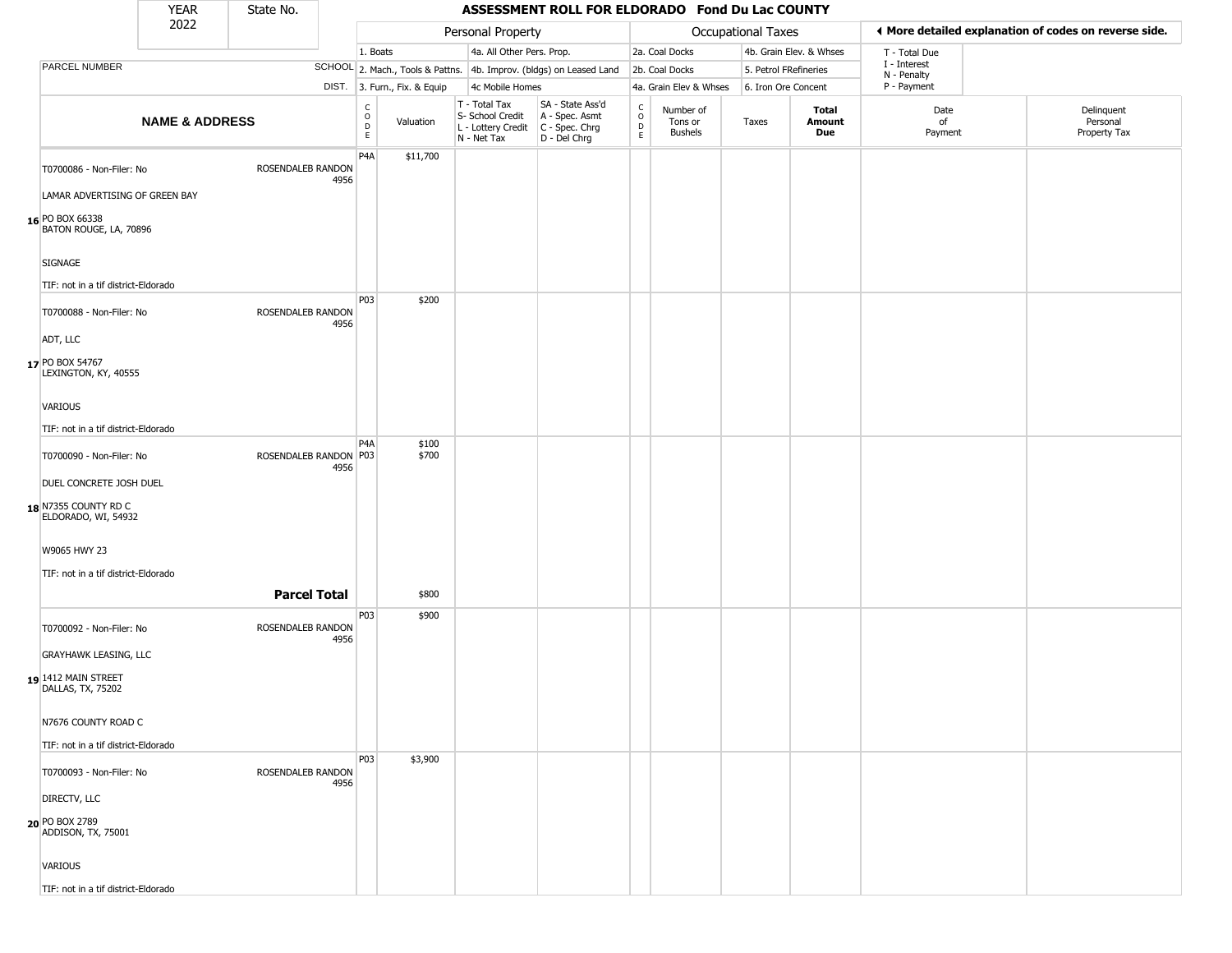# ASSESSMENT ROLL FOR ELDORADO Fond Du Lac COUNTY

YEAR 2022 | State No.

| | Personal Property | | Occupational Taxes | | ◄ More detailed explanation of codes on reverse side. |
|---|---|---|---|---|---|
| | 1. Boats | 4a. All Other Pers. Prop. | 2a. Coal Docks | 4b. Grain Elev. & Whses | T - Total Due |
| PARCEL NUMBER SCHOOL | 2. Mach., Tools & Pattns. | 4b. Improv. (bldgs) on Leased Land | 2b. Coal Docks | 5. Petrol FRefineries | I - Interest, N - Penalty |
| DIST. | 3. Furn., Fix. & Equip | 4c Mobile Homes | 4a. Grain Elev & Whses | 6. Iron Ore Concent | P - Payment |

| | NAME & ADDRESS | | CODE | Valuation | T - Total Tax S- School Credit L - Lottery Credit N - Net Tax | SA - State Ass'd A - Spec. Asmt C - Spec. Chrg D - Del Chrg | CODE | Number of Tons or Bushels | Taxes | Total Amount Due | Date of Payment | Delinquent Personal Property Tax |
|---|---|---|---|---|---|---|---|---|---|---|---|---|
| 16 | T0700086 - Non-Filer: No<br>LAMAR ADVERTISING OF GREEN BAY<br>PO BOX 66338<br>BATON ROUGE, LA, 70896<br>SIGNAGE<br>TIF: not in a tif district-Eldorado | ROSENDALEB RANDON 4956 | P4A | $11,700 | | | | | | | | |
| 17 | T0700088 - Non-Filer: No<br>ADT, LLC<br>PO BOX 54767<br>LEXINGTON, KY, 40555<br>VARIOUS<br>TIF: not in a tif district-Eldorado | ROSENDALEB RANDON 4956 | P03 | $200 | | | | | | | | |
| 18 | T0700090 - Non-Filer: No<br>DUEL CONCRETE JOSH DUEL<br>N7355 COUNTY RD C<br>ELDORADO, WI, 54932<br>W9065 HWY 23<br>TIF: not in a tif district-Eldorado | ROSENDALEB RANDON 4956 | P4A<br>P03 | $100<br>$700 | | | | | | | | |
| | | **Parcel Total** | | $800 | | | | | | | | |
| 19 | T0700092 - Non-Filer: No<br>GRAYHAWK LEASING, LLC<br>1412 MAIN STREET<br>DALLAS, TX, 75202<br>N7676 COUNTY ROAD C<br>TIF: not in a tif district-Eldorado | ROSENDALEB RANDON 4956 | P03 | $900 | | | | | | | | |
| 20 | T0700093 - Non-Filer: No<br>DIRECTV, LLC<br>PO BOX 2789<br>ADDISON, TX, 75001<br>VARIOUS<br>TIF: not in a tif district-Eldorado | ROSENDALEB RANDON 4956 | P03 | $3,900 | | | | | | | | |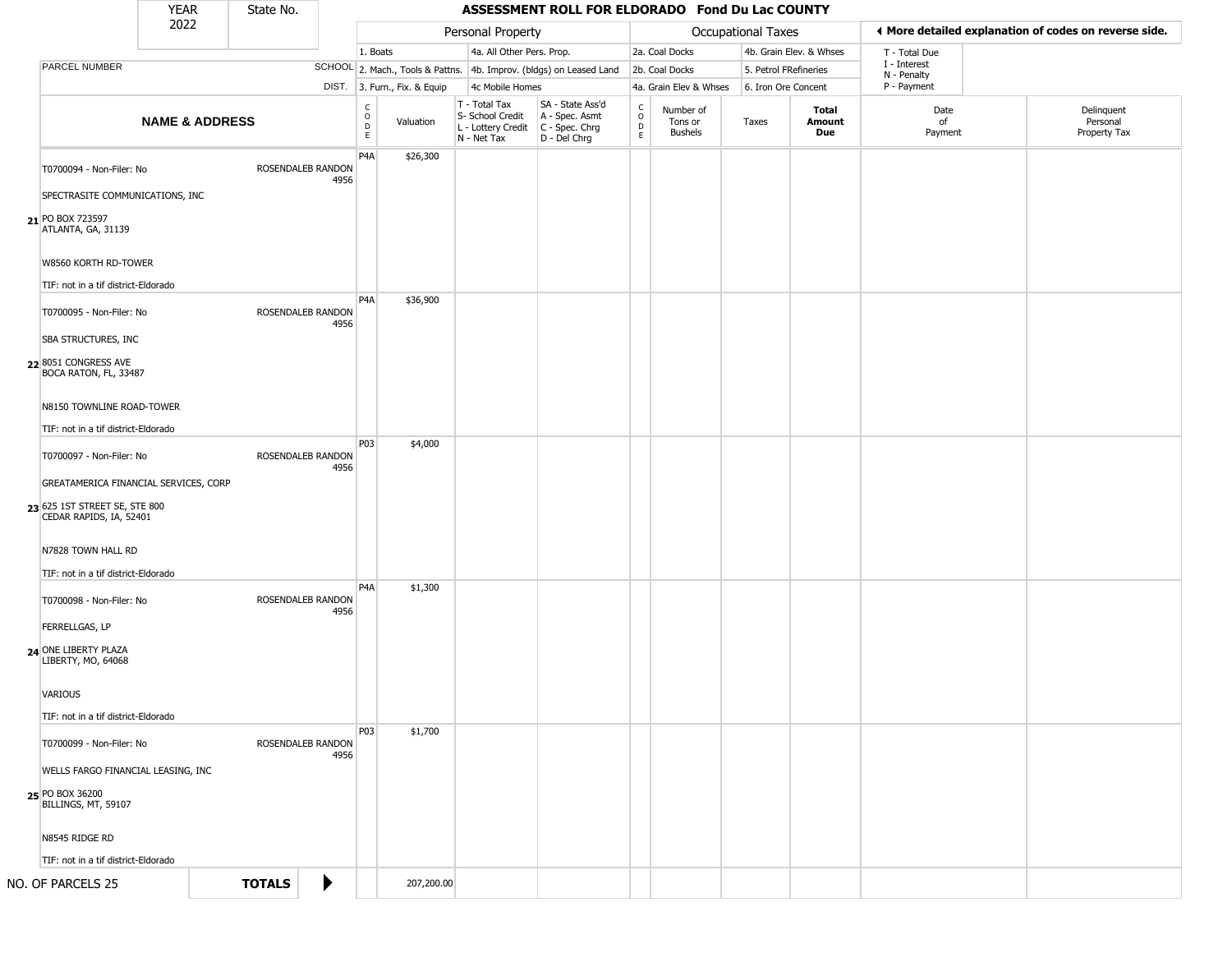| YEAR 2022 | State No. | | **ASSESSMENT ROLL FOR ELDORADO Fond Du Lac COUNTY** | | | | | | | | | | |
|---|---|---|---|---|---|---|---|---|---|---|---|---|---|

| | | | Personal Property | | | | Occupational Taxes | | | | | ◄ More detailed explanation of codes on reverse side. | |
|---|---|---|---|---|---|---|---|---|---|---|---|---|---|
| PARCEL NUMBER | SCHOOL DIST. | | 1. Boats<br>2. Mach., Tools & Pattns.<br>3. Furn., Fix. & Equip | | 4a. All Other Pers. Prop.<br>4b. Improv. (bldgs) on Leased Land<br>4c Mobile Homes | | 2a. Coal Docks<br>2b. Coal Docks<br>4a. Grain Elev & Whses | | 4b. Grain Elev. & Whses<br>5. Petrol FRefineries<br>6. Iron Ore Concent | | T - Total Due<br>I - Interest<br>N - Penalty<br>P - Payment | | |
| **NAME & ADDRESS** | | CODE | Valuation | T - Total Tax<br>S- School Credit<br>L - Lottery Credit<br>N - Net Tax | SA - State Ass'd<br>A - Spec. Asmt<br>C - Spec. Chrg<br>D - Del Chrg | CODE | Number of Tons or Bushels | Taxes | **Total Amount Due** | Date of Payment | Delinquent Personal Property Tax | | |
| **21** T0700094 - Non-Filer: No<br>SPECTRASITE COMMUNICATIONS, INC<br>PO BOX 723597<br>ATLANTA, GA, 31139<br>W8560 KORTH RD-TOWER<br>TIF: not in a tif district-Eldorado | ROSENDALEB RANDON 4956 | P4A | $26,300 | | | | | | | | | | |
| **22** T0700095 - Non-Filer: No<br>SBA STRUCTURES, INC<br>8051 CONGRESS AVE<br>BOCA RATON, FL, 33487<br>N8150 TOWNLINE ROAD-TOWER<br>TIF: not in a tif district-Eldorado | ROSENDALEB RANDON 4956 | P4A | $36,900 | | | | | | | | | | |
| **23** T0700097 - Non-Filer: No<br>GREATAMERICA FINANCIAL SERVICES, CORP<br>625 1ST STREET SE, STE 800<br>CEDAR RAPIDS, IA, 52401<br>N7828 TOWN HALL RD<br>TIF: not in a tif district-Eldorado | ROSENDALEB RANDON 4956 | P03 | $4,000 | | | | | | | | | | |
| **24** T0700098 - Non-Filer: No<br>FERRELLGAS, LP<br>ONE LIBERTY PLAZA<br>LIBERTY, MO, 64068<br>VARIOUS<br>TIF: not in a tif district-Eldorado | ROSENDALEB RANDON 4956 | P4A | $1,300 | | | | | | | | | | |
| **25** T0700099 - Non-Filer: No<br>WELLS FARGO FINANCIAL LEASING, INC<br>PO BOX 36200<br>BILLINGS, MT, 59107<br>N8545 RIDGE RD<br>TIF: not in a tif district-Eldorado | ROSENDALEB RANDON 4956 | P03 | $1,700 | | | | | | | | | | |
| NO. OF PARCELS 25 | **TOTALS** ► | | 207,200.00 | | | | | | | | | | |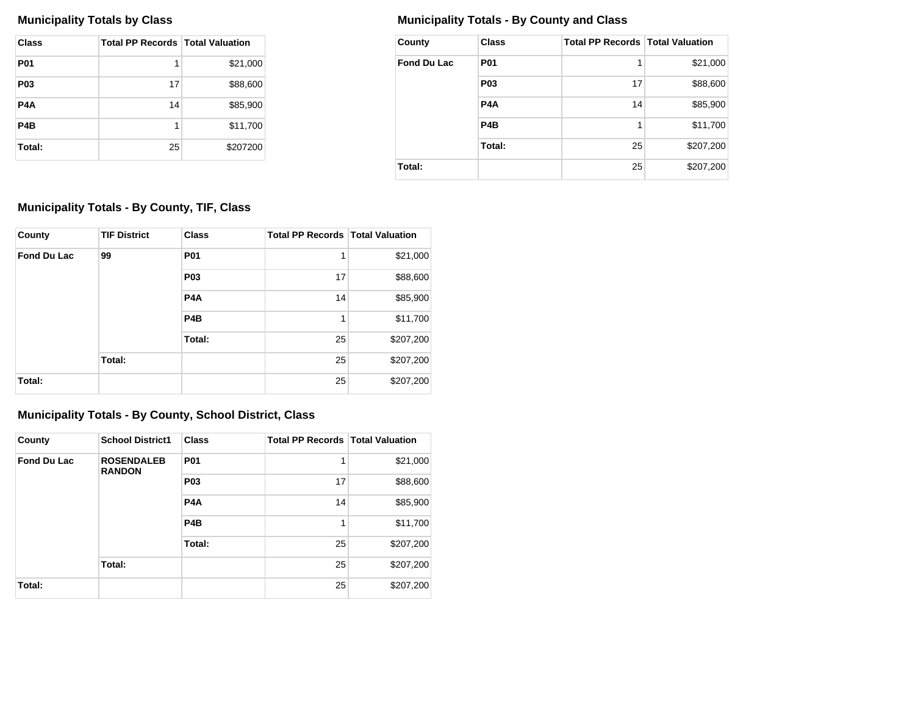### Municipality Totals by Class

| Class | Total PP Records | Total Valuation |
|---|---|---|
| **P01** | 1 | $21,000 |
| **P03** | 17 | $88,600 |
| **P4A** | 14 | $85,900 |
| **P4B** | 1 | $11,700 |
| **Total:** | 25 | $207200 |

### Municipality Totals - By County and Class

| County | Class | Total PP Records | Total Valuation |
|---|---|---|---|
| **Fond Du Lac** | **P01** | 1 | $21,000 |
| | **P03** | 17 | $88,600 |
| | **P4A** | 14 | $85,900 |
| | **P4B** | 1 | $11,700 |
| | **Total:** | 25 | $207,200 |
| **Total:** | | 25 | $207,200 |

### Municipality Totals - By County, TIF, Class

| County | TIF District | Class | Total PP Records | Total Valuation |
|---|---|---|---|---|
| **Fond Du Lac** | **99** | **P01** | 1 | $21,000 |
| | | **P03** | 17 | $88,600 |
| | | **P4A** | 14 | $85,900 |
| | | **P4B** | 1 | $11,700 |
| | | **Total:** | 25 | $207,200 |
| | **Total:** | | 25 | $207,200 |
| **Total:** | | | 25 | $207,200 |

### Municipality Totals - By County, School District, Class

| County | School District1 | Class | Total PP Records | Total Valuation |
|---|---|---|---|---|
| **Fond Du Lac** | **ROSENDALEB RANDON** | **P01** | 1 | $21,000 |
| | | **P03** | 17 | $88,600 |
| | | **P4A** | 14 | $85,900 |
| | | **P4B** | 1 | $11,700 |
| | | **Total:** | 25 | $207,200 |
| | **Total:** | | 25 | $207,200 |
| **Total:** | | | 25 | $207,200 |